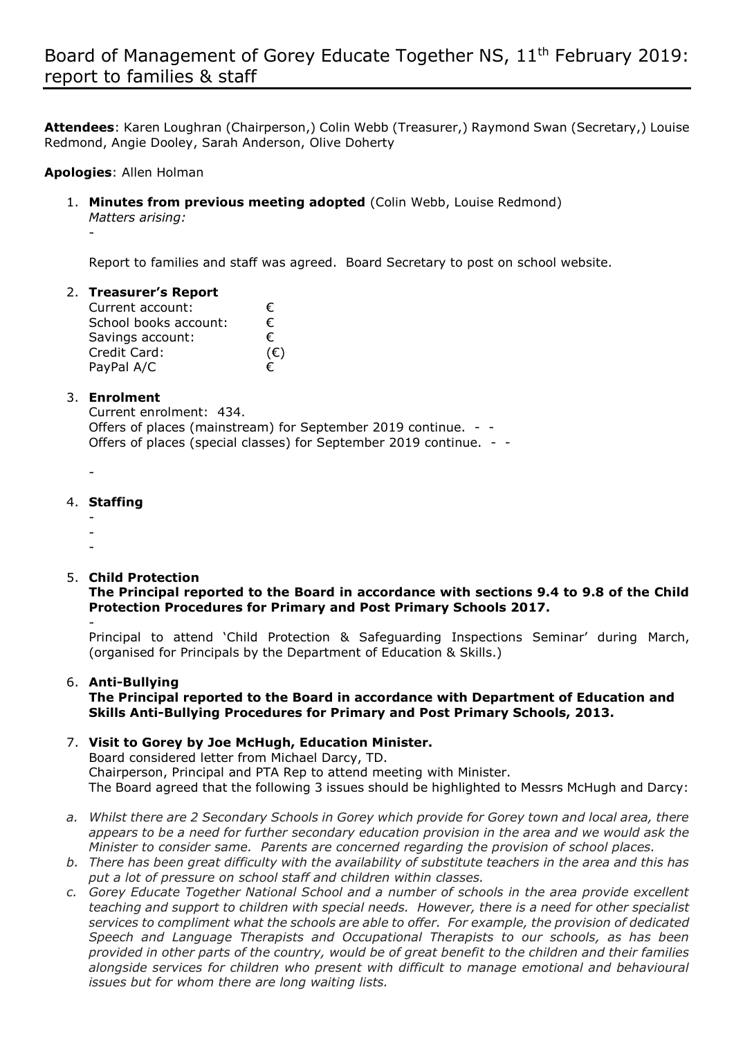# Board of Management of Gorey Educate Together NS, 11th February 2019: report to families & staff

**Attendees**: Karen Loughran (Chairperson,) Colin Webb (Treasurer,) Raymond Swan (Secretary,) Louise Redmond, Angie Dooley, Sarah Anderson, Olive Doherty

**Apologies**: Allen Holman

1. **Minutes from previous meeting adopted** (Colin Webb, Louise Redmond)
   *Matters arising:*
   -

   Report to families and staff was agreed. Board Secretary to post on school website.

2. **Treasurer's Report**

   | | |
   |---|---|
   | Current account: | € |
   | School books account: | € |
   | Savings account: | € |
   | Credit Card: | (€) |
   | PayPal A/C | € |

3. **Enrolment**
   Current enrolment: 434.
   Offers of places (mainstream) for September 2019 continue. - -
   Offers of places (special classes) for September 2019 continue. - -

   -

4. **Staffing**
   -
   -
   -

5. **Child Protection**
   **The Principal reported to the Board in accordance with sections 9.4 to 9.8 of the Child Protection Procedures for Primary and Post Primary Schools 2017.**
   -
   Principal to attend 'Child Protection & Safeguarding Inspections Seminar' during March, (organised for Principals by the Department of Education & Skills.)

6. **Anti-Bullying**
   **The Principal reported to the Board in accordance with Department of Education and Skills Anti-Bullying Procedures for Primary and Post Primary Schools, 2013.**

7. **Visit to Gorey by Joe McHugh, Education Minister.**
   Board considered letter from Michael Darcy, TD.
   Chairperson, Principal and PTA Rep to attend meeting with Minister.
   The Board agreed that the following 3 issues should be highlighted to Messrs McHugh and Darcy:

*a. Whilst there are 2 Secondary Schools in Gorey which provide for Gorey town and local area, there appears to be a need for further secondary education provision in the area and we would ask the Minister to consider same. Parents are concerned regarding the provision of school places.*

*b. There has been great difficulty with the availability of substitute teachers in the area and this has put a lot of pressure on school staff and children within classes.*

*c. Gorey Educate Together National School and a number of schools in the area provide excellent teaching and support to children with special needs. However, there is a need for other specialist services to compliment what the schools are able to offer. For example, the provision of dedicated Speech and Language Therapists and Occupational Therapists to our schools, as has been provided in other parts of the country, would be of great benefit to the children and their families alongside services for children who present with difficult to manage emotional and behavioural issues but for whom there are long waiting lists.*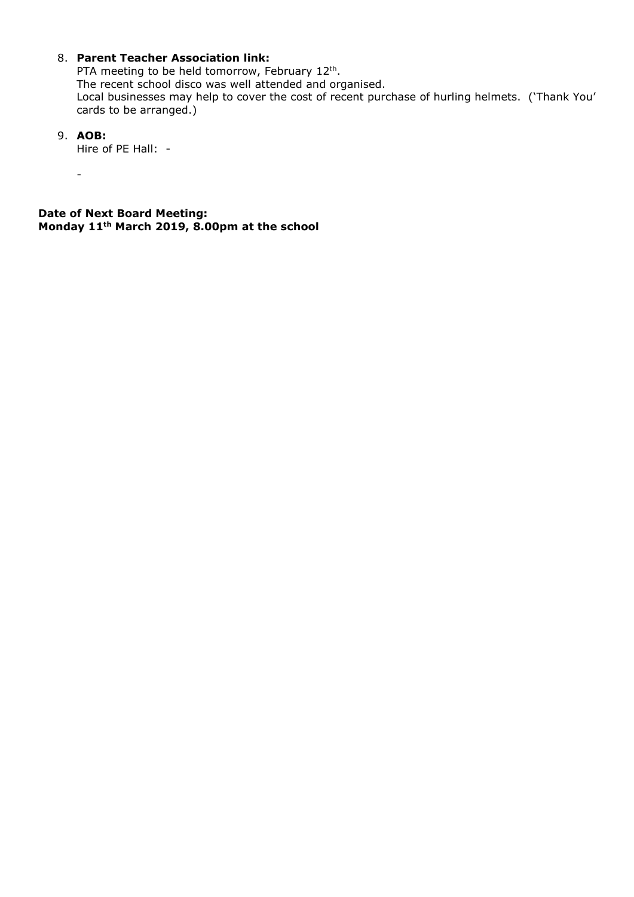8. **Parent Teacher Association link:**
   PTA meeting to be held tomorrow, February 12th.
   The recent school disco was well attended and organised.
   Local businesses may help to cover the cost of recent purchase of hurling helmets. ('Thank You' cards to be arranged.)

9. **AOB:**
   Hire of PE Hall: -

   -

**Date of Next Board Meeting:**
**Monday 11th March 2019, 8.00pm at the school**